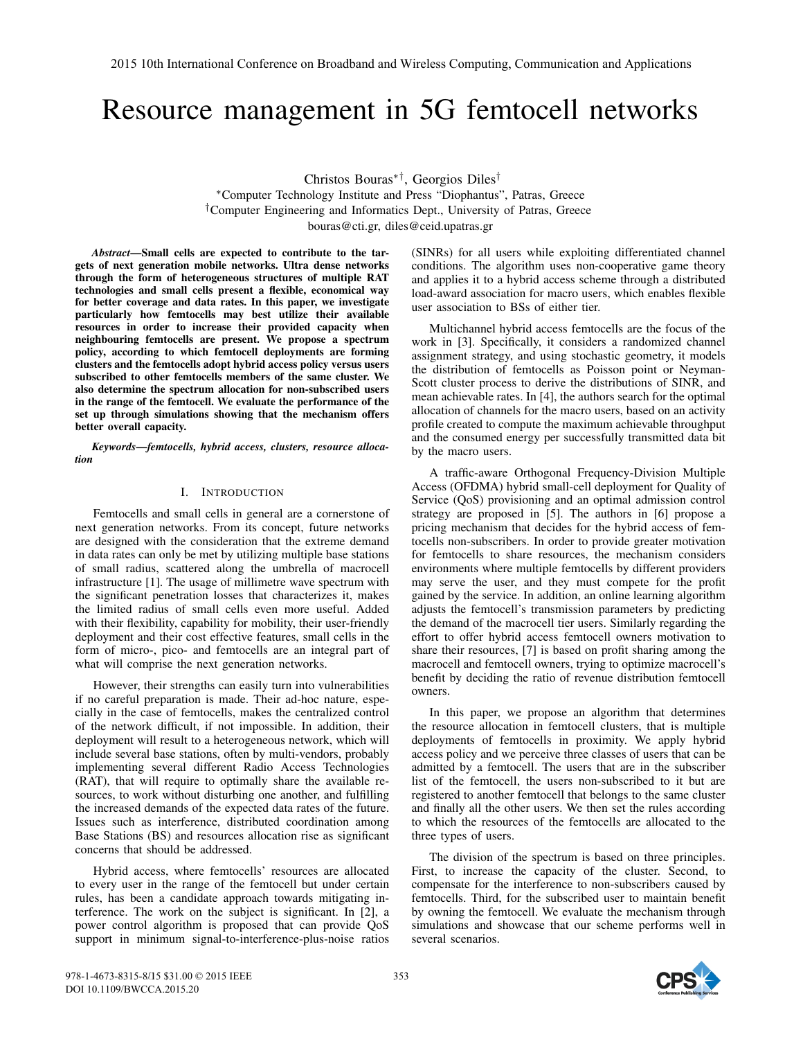# Resource management in 5G femtocell networks

Christos Bouras*†, Georgios Diles†

*Computer Technology Institute and Press "Diophantus", Patras, Greece
†Computer Engineering and Informatics Dept., University of Patras, Greece
bouras@cti.gr, diles@ceid.upatras.gr

***Abstract*—Small cells are expected to contribute to the targets of next generation mobile networks. Ultra dense networks through the form of heterogeneous structures of multiple RAT technologies and small cells present a flexible, economical way for better coverage and data rates. In this paper, we investigate particularly how femtocells may best utilize their available resources in order to increase their provided capacity when neighbouring femtocells are present. We propose a spectrum policy, according to which femtocell deployments are forming clusters and the femtocells adopt hybrid access policy versus users subscribed to other femtocells members of the same cluster. We also determine the spectrum allocation for non-subscribed users in the range of the femtocell. We evaluate the performance of the set up through simulations showing that the mechanism offers better overall capacity.**

***Keywords*—femtocells, hybrid access, clusters, resource allocation**

## I. INTRODUCTION

Femtocells and small cells in general are a cornerstone of next generation networks. From its concept, future networks are designed with the consideration that the extreme demand in data rates can only be met by utilizing multiple base stations of small radius, scattered along the umbrella of macrocell infrastructure [1]. The usage of millimetre wave spectrum with the significant penetration losses that characterizes it, makes the limited radius of small cells even more useful. Added with their flexibility, capability for mobility, their user-friendly deployment and their cost effective features, small cells in the form of micro-, pico- and femtocells are an integral part of what will comprise the next generation networks.

However, their strengths can easily turn into vulnerabilities if no careful preparation is made. Their ad-hoc nature, especially in the case of femtocells, makes the centralized control of the network difficult, if not impossible. In addition, their deployment will result to a heterogeneous network, which will include several base stations, often by multi-vendors, probably implementing several different Radio Access Technologies (RAT), that will require to optimally share the available resources, to work without disturbing one another, and fulfilling the increased demands of the expected data rates of the future. Issues such as interference, distributed coordination among Base Stations (BS) and resources allocation rise as significant concerns that should be addressed.

Hybrid access, where femtocells' resources are allocated to every user in the range of the femtocell but under certain rules, has been a candidate approach towards mitigating interference. The work on the subject is significant. In [2], a power control algorithm is proposed that can provide QoS support in minimum signal-to-interference-plus-noise ratios (SINRs) for all users while exploiting differentiated channel conditions. The algorithm uses non-cooperative game theory and applies it to a hybrid access scheme through a distributed load-award association for macro users, which enables flexible user association to BSs of either tier.

Multichannel hybrid access femtocells are the focus of the work in [3]. Specifically, it considers a randomized channel assignment strategy, and using stochastic geometry, it models the distribution of femtocells as Poisson point or Neyman-Scott cluster process to derive the distributions of SINR, and mean achievable rates. In [4], the authors search for the optimal allocation of channels for the macro users, based on an activity profile created to compute the maximum achievable throughput and the consumed energy per successfully transmitted data bit by the macro users.

A traffic-aware Orthogonal Frequency-Division Multiple Access (OFDMA) hybrid small-cell deployment for Quality of Service (QoS) provisioning and an optimal admission control strategy are proposed in [5]. The authors in [6] propose a pricing mechanism that decides for the hybrid access of femtocells non-subscribers. In order to provide greater motivation for femtocells to share resources, the mechanism considers environments where multiple femtocells by different providers may serve the user, and they must compete for the profit gained by the service. In addition, an online learning algorithm adjusts the femtocell's transmission parameters by predicting the demand of the macrocell tier users. Similarly regarding the effort to offer hybrid access femtocell owners motivation to share their resources, [7] is based on profit sharing among the macrocell and femtocell owners, trying to optimize macrocell's benefit by deciding the ratio of revenue distribution femtocell owners.

In this paper, we propose an algorithm that determines the resource allocation in femtocell clusters, that is multiple deployments of femtocells in proximity. We apply hybrid access policy and we perceive three classes of users that can be admitted by a femtocell. The users that are in the subscriber list of the femtocell, the users non-subscribed to it but are registered to another femtocell that belongs to the same cluster and finally all the other users. We then set the rules according to which the resources of the femtocells are allocated to the three types of users.

The division of the spectrum is based on three principles. First, to increase the capacity of the cluster. Second, to compensate for the interference to non-subscribers caused by femtocells. Third, for the subscribed user to maintain benefit by owning the femtocell. We evaluate the mechanism through simulations and showcase that our scheme performs well in several scenarios.

978-1-4673-8315-8/15 $31.00 © 2015 IEEE
DOI 10.1109/BWCCA.2015.20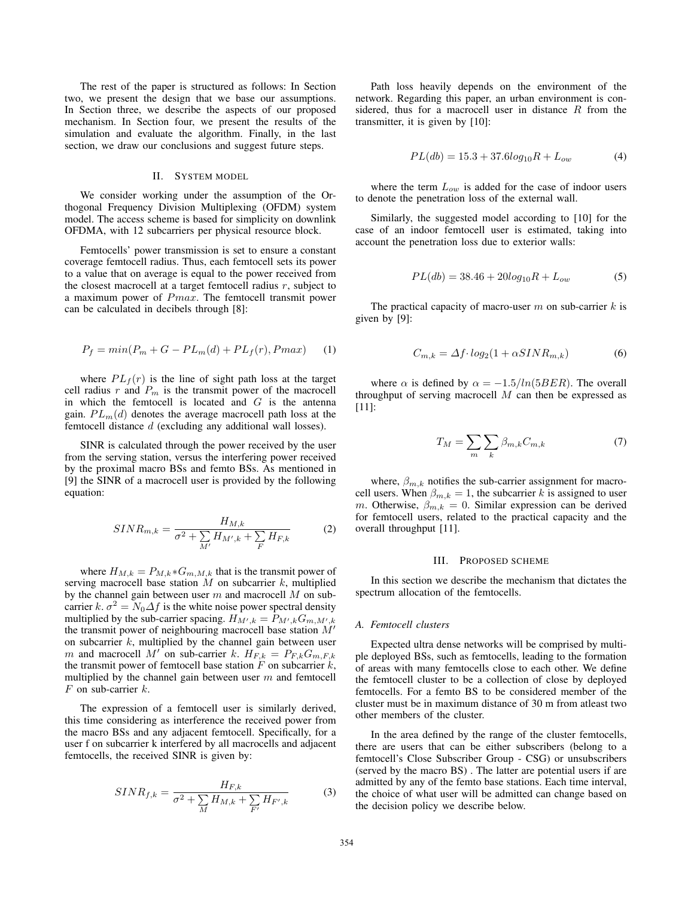The rest of the paper is structured as follows: In Section two, we present the design that we base our assumptions. In Section three, we describe the aspects of our proposed mechanism. In Section four, we present the results of the simulation and evaluate the algorithm. Finally, in the last section, we draw our conclusions and suggest future steps.

## II. System model

We consider working under the assumption of the Orthogonal Frequency Division Multiplexing (OFDM) system model. The access scheme is based for simplicity on downlink OFDMA, with 12 subcarriers per physical resource block.

Femtocells' power transmission is set to ensure a constant coverage femtocell radius. Thus, each femtocell sets its power to a value that on average is equal to the power received from the closest macrocell at a target femtocell radius $r$, subject to a maximum power of $Pmax$. The femtocell transmit power can be calculated in decibels through [8]:

$$P_f = min(P_m + G - PL_m(d) + PL_f(r), Pmax) \quad (1)$$

where $PL_f(r)$ is the line of sight path loss at the target cell radius $r$ and $P_m$ is the transmit power of the macrocell in which the femtocell is located and $G$ is the antenna gain. $PL_m(d)$ denotes the average macrocell path loss at the femtocell distance $d$ (excluding any additional wall losses).

SINR is calculated through the power received by the user from the serving station, versus the interfering power received by the proximal macro BSs and femto BSs. As mentioned in [9] the SINR of a macrocell user is provided by the following equation:

$$SINR_{m,k} = \frac{H_{M,k}}{\sigma^2 + \sum_{M'} H_{M',k} + \sum_{F} H_{F,k}} \quad (2)$$

where $H_{M,k} = P_{M,k} * G_{m,M,k}$ that is the transmit power of serving macrocell base station $M$ on subcarrier $k$, multiplied by the channel gain between user $m$ and macrocell $M$ on subcarrier $k$. $\sigma^2 = N_0 \Delta f$ is the white noise power spectral density multiplied by the sub-carrier spacing. $H_{M',k} = P_{M',k} G_{m,M',k}$ the transmit power of neighbouring macrocell base station $M'$ on subcarrier $k$, multiplied by the channel gain between user $m$ and macrocell $M'$ on sub-carrier $k$. $H_{F,k} = P_{F,k} G_{m,F,k}$ the transmit power of femtocell base station $F$ on subcarrier $k$, multiplied by the channel gain between user $m$ and femtocell $F$ on sub-carrier $k$.

The expression of a femtocell user is similarly derived, this time considering as interference the received power from the macro BSs and any adjacent femtocell. Specifically, for a user f on subcarrier k interfered by all macrocells and adjacent femtocells, the received SINR is given by:

$$SINR_{f,k} = \frac{H_{F,k}}{\sigma^2 + \sum_{M} H_{M,k} + \sum_{F'} H_{F',k}} \quad (3)$$

Path loss heavily depends on the environment of the network. Regarding this paper, an urban environment is considered, thus for a macrocell user in distance $R$ from the transmitter, it is given by [10]:

$$PL(db) = 15.3 + 37.6 log_{10} R + L_{ow} \quad (4)$$

where the term $L_{ow}$ is added for the case of indoor users to denote the penetration loss of the external wall.

Similarly, the suggested model according to [10] for the case of an indoor femtocell user is estimated, taking into account the penetration loss due to exterior walls:

$$PL(db) = 38.46 + 20 log_{10} R + L_{ow} \quad (5)$$

The practical capacity of macro-user $m$ on sub-carrier $k$ is given by [9]:

$$C_{m,k} = \Delta f \cdot log_2(1 + \alpha SINR_{m,k}) \quad (6)$$

where $\alpha$ is defined by $\alpha = -1.5/ln(5BER)$. The overall throughput of serving macrocell $M$ can then be expressed as [11]:

$$T_M = \sum_{m} \sum_{k} \beta_{m,k} C_{m,k} \quad (7)$$

where, $\beta_{m,k}$ notifies the sub-carrier assignment for macrocell users. When $\beta_{m,k} = 1$, the subcarrier $k$ is assigned to user $m$. Otherwise, $\beta_{m,k} = 0$. Similar expression can be derived for femtocell users, related to the practical capacity and the overall throughput [11].

## III. Proposed scheme

In this section we describe the mechanism that dictates the spectrum allocation of the femtocells.

### A. Femtocell clusters

Expected ultra dense networks will be comprised by multiple deployed BSs, such as femtocells, leading to the formation of areas with many femtocells close to each other. We define the femtocell cluster to be a collection of close by deployed femtocells. For a femto BS to be considered member of the cluster must be in maximum distance of 30 m from atleast two other members of the cluster.

In the area defined by the range of the cluster femtocells, there are users that can be either subscribers (belong to a femtocell's Close Subscriber Group - CSG) or unsubscribers (served by the macro BS) . The latter are potential users if are admitted by any of the femto base stations. Each time interval, the choice of what user will be admitted can change based on the decision policy we describe below.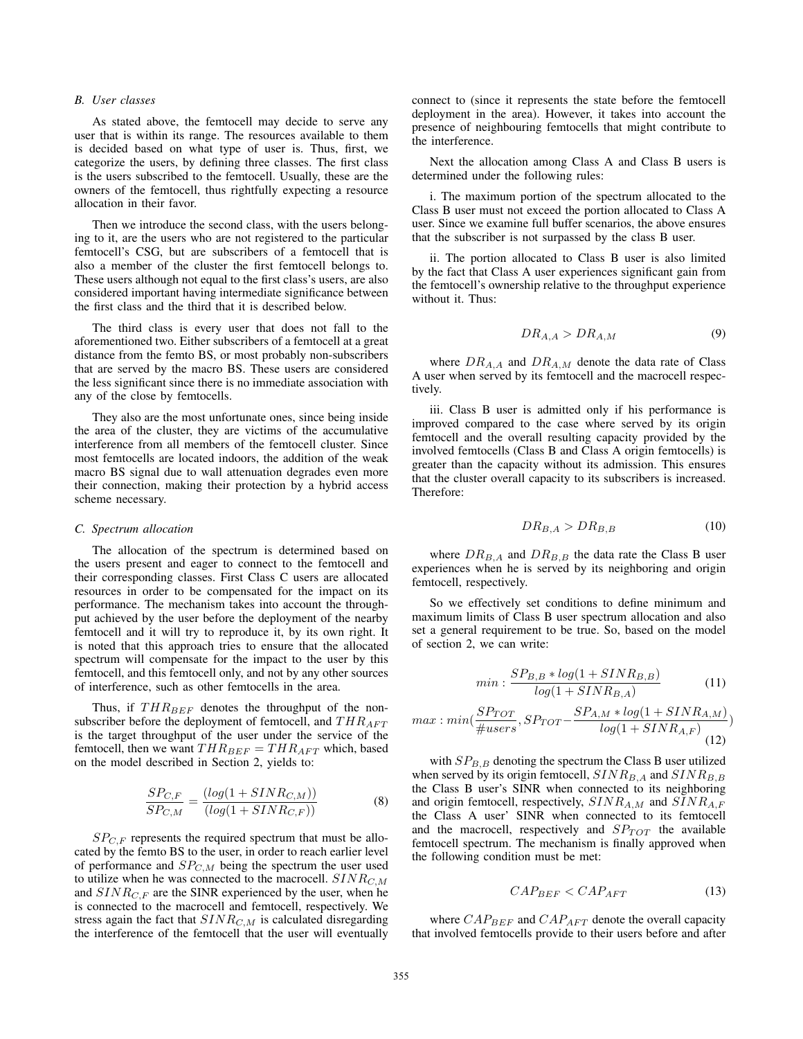### B. User classes

As stated above, the femtocell may decide to serve any user that is within its range. The resources available to them is decided based on what type of user is. Thus, first, we categorize the users, by defining three classes. The first class is the users subscribed to the femtocell. Usually, these are the owners of the femtocell, thus rightfully expecting a resource allocation in their favor.

Then we introduce the second class, with the users belonging to it, are the users who are not registered to the particular femtocell's CSG, but are subscribers of a femtocell that is also a member of the cluster the first femtocell belongs to. These users although not equal to the first class's users, are also considered important having intermediate significance between the first class and the third that it is described below.

The third class is every user that does not fall to the aforementioned two. Either subscribers of a femtocell at a great distance from the femto BS, or most probably non-subscribers that are served by the macro BS. These users are considered the less significant since there is no immediate association with any of the close by femtocells.

They also are the most unfortunate ones, since being inside the area of the cluster, they are victims of the accumulative interference from all members of the femtocell cluster. Since most femtocells are located indoors, the addition of the weak macro BS signal due to wall attenuation degrades even more their connection, making their protection by a hybrid access scheme necessary.

### C. Spectrum allocation

The allocation of the spectrum is determined based on the users present and eager to connect to the femtocell and their corresponding classes. First Class C users are allocated resources in order to be compensated for the impact on its performance. The mechanism takes into account the throughput achieved by the user before the deployment of the nearby femtocell and it will try to reproduce it, by its own right. It is noted that this approach tries to ensure that the allocated spectrum will compensate for the impact to the user by this femtocell, and this femtocell only, and not by any other sources of interference, such as other femtocells in the area.

Thus, if $THR_{BEF}$ denotes the throughput of the non-subscriber before the deployment of femtocell, and $THR_{AFT}$ is the target throughput of the user under the service of the femtocell, then we want $THR_{BEF} = THR_{AFT}$ which, based on the model described in Section 2, yields to:

$$\frac{SP_{C,F}}{SP_{C,M}} = \frac{(log(1 + SINR_{C,M}))}{(log(1 + SINR_{C,F}))} \tag{8}$$

$SP_{C,F}$ represents the required spectrum that must be allocated by the femto BS to the user, in order to reach earlier level of performance and $SP_{C,M}$ being the spectrum the user used to utilize when he was connected to the macrocell. $SINR_{C,M}$ and $SINR_{C,F}$ are the SINR experienced by the user, when he is connected to the macrocell and femtocell, respectively. We stress again the fact that $SINR_{C,M}$ is calculated disregarding the interference of the femtocell that the user will eventually connect to (since it represents the state before the femtocell deployment in the area). However, it takes into account the presence of neighbouring femtocells that might contribute to the interference.

Next the allocation among Class A and Class B users is determined under the following rules:

i. The maximum portion of the spectrum allocated to the Class B user must not exceed the portion allocated to Class A user. Since we examine full buffer scenarios, the above ensures that the subscriber is not surpassed by the class B user.

ii. The portion allocated to Class B user is also limited by the fact that Class A user experiences significant gain from the femtocell's ownership relative to the throughput experience without it. Thus:

$$DR_{A,A} > DR_{A,M} \tag{9}$$

where $DR_{A,A}$ and $DR_{A,M}$ denote the data rate of Class A user when served by its femtocell and the macrocell respectively.

iii. Class B user is admitted only if his performance is improved compared to the case where served by its origin femtocell and the overall resulting capacity provided by the involved femtocells (Class B and Class A origin femtocells) is greater than the capacity without its admission. This ensures that the cluster overall capacity to its subscribers is increased. Therefore:

$$DR_{B,A} > DR_{B,B} \tag{10}$$

where $DR_{B,A}$ and $DR_{B,B}$ the data rate the Class B user experiences when he is served by its neighboring and origin femtocell, respectively.

So we effectively set conditions to define minimum and maximum limits of Class B user spectrum allocation and also set a general requirement to be true. So, based on the model of section 2, we can write:

$$min : \frac{SP_{B,B} * log(1 + SINR_{B,B})}{log(1 + SINR_{B,A})} \tag{11}$$

$$max : min(\frac{SP_{TOT}}{\#users}, SP_{TOT} - \frac{SP_{A,M} * log(1 + SINR_{A,M})}{log(1 + SINR_{A,F})}) \tag{12}$$

with $SP_{B,B}$ denoting the spectrum the Class B user utilized when served by its origin femtocell, $SINR_{B,A}$ and $SINR_{B,B}$ the Class B user's SINR when connected to its neighboring and origin femtocell, respectively, $SINR_{A,M}$ and $SINR_{A,F}$ the Class A user' SINR when connected to its femtocell and the macrocell, respectively and $SP_{TOT}$ the available femtocell spectrum. The mechanism is finally approved when the following condition must be met:

$$CAP_{BEF} < CAP_{AFT} \tag{13}$$

where $CAP_{BEF}$ and $CAP_{AFT}$ denote the overall capacity that involved femtocells provide to their users before and after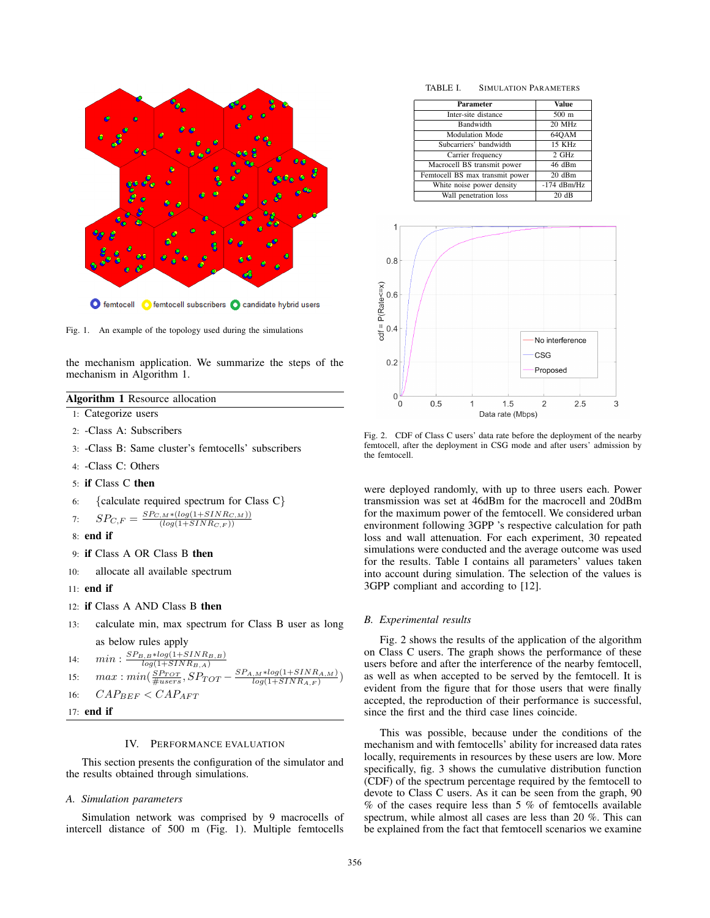Fig. 1. An example of the topology used during the simulations

the mechanism application. We summarize the steps of the mechanism in Algorithm 1.

**Algorithm 1** Resource allocation

1: Categorize users
2: -Class A: Subscribers
3: -Class B: Same cluster's femtocells' subscribers
4: -Class C: Others
5: **if** Class C **then**
6: {calculate required spectrum for Class C}
7: $SP_{C,F} = \frac{SP_{C,M} * (log(1+SINR_{C,M}))}{(log(1+SINR_{C,F}))}$
8: **end if**
9: **if** Class A OR Class B **then**
10: allocate all available spectrum
11: **end if**
12: **if** Class A AND Class B **then**
13: calculate min, max spectrum for Class B user as long as below rules apply
14: $min : \frac{SP_{B,B} * log(1+SINR_{B,B})}{log(1+SINR_{B,A})}$
15: $max : min(\frac{SP_{TOT}}{\#users}, SP_{TOT} - \frac{SP_{A,M} * log(1+SINR_{A,M})}{log(1+SINR_{A,F})})$
16: $CAP_{BEF} < CAP_{AFT}$
17: **end if**

## IV. Performance Evaluation

This section presents the configuration of the simulator and the results obtained through simulations.

### A. Simulation parameters

Simulation network was comprised by 9 macrocells of intercell distance of 500 m (Fig. 1). Multiple femtocells were deployed randomly, with up to three users each. Power transmission was set at 46dBm for the macrocell and 20dBm for the maximum power of the femtocell. We considered urban environment following 3GPP 's respective calculation for path loss and wall attenuation. For each experiment, 30 repeated simulations were conducted and the average outcome was used for the results. Table I contains all parameters' values taken into account during simulation. The selection of the values is 3GPP compliant and according to [12].

TABLE I. Simulation Parameters

| Parameter | Value |
|---|---|
| Inter-site distance | 500 m |
| Bandwidth | 20 MHz |
| Modulation Mode | 64QAM |
| Subcarriers' bandwidth | 15 KHz |
| Carrier frequency | 2 GHz |
| Macrocell BS transmit power | 46 dBm |
| Femtocell BS max transmit power | 20 dBm |
| White noise power density | -174 dBm/Hz |
| Wall penetration loss | 20 dB |

Fig. 2. CDF of Class C users' data rate before the deployment of the nearby femtocell, after the deployment in CSG mode and after users' admission by the femtocell.

### B. Experimental results

Fig. 2 shows the results of the application of the algorithm on Class C users. The graph shows the performance of these users before and after the interference of the nearby femtocell, as well as when accepted to be served by the femtocell. It is evident from the figure that for those users that were finally accepted, the reproduction of their performance is successful, since the first and the third case lines coincide.

This was possible, because under the conditions of the mechanism and with femtocells' ability for increased data rates locally, requirements in resources by these users are low. More specifically, fig. 3 shows the cumulative distribution function (CDF) of the spectrum percentage required by the femtocell to devote to Class C users. As it can be seen from the graph, 90 % of the cases require less than 5 % of femtocells available spectrum, while almost all cases are less than 20 %. This can be explained from the fact that femtocell scenarios we examine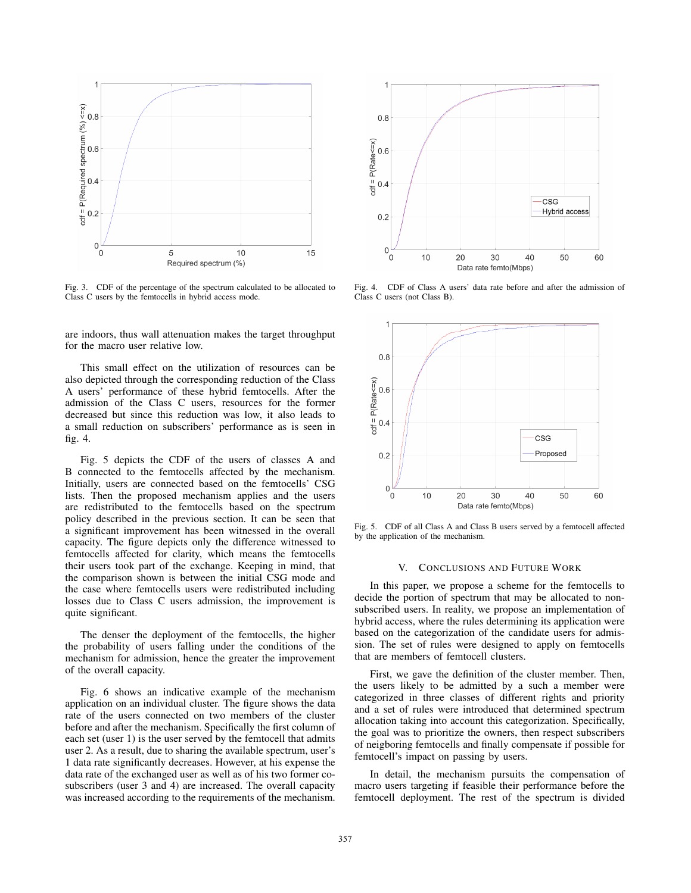Fig. 3. CDF of the percentage of the spectrum calculated to be allocated to Class C users by the femtocells in hybrid access mode.

are indoors, thus wall attenuation makes the target throughput for the macro user relative low.

This small effect on the utilization of resources can be also depicted through the corresponding reduction of the Class A users' performance of these hybrid femtocells. After the admission of the Class C users, resources for the former decreased but since this reduction was low, it also leads to a small reduction on subscribers' performance as is seen in fig. 4.

Fig. 5 depicts the CDF of the users of classes A and B connected to the femtocells affected by the mechanism. Initially, users are connected based on the femtocells' CSG lists. Then the proposed mechanism applies and the users are redistributed to the femtocells based on the spectrum policy described in the previous section. It can be seen that a significant improvement has been witnessed in the overall capacity. The figure depicts only the difference witnessed to femtocells affected for clarity, which means the femtocells their users took part of the exchange. Keeping in mind, that the comparison shown is between the initial CSG mode and the case where femtocells users were redistributed including losses due to Class C users admission, the improvement is quite significant.

The denser the deployment of the femtocells, the higher the probability of users falling under the conditions of the mechanism for admission, hence the greater the improvement of the overall capacity.

Fig. 6 shows an indicative example of the mechanism application on an individual cluster. The figure shows the data rate of the users connected on two members of the cluster before and after the mechanism. Specifically the first column of each set (user 1) is the user served by the femtocell that admits user 2. As a result, due to sharing the available spectrum, user's 1 data rate significantly decreases. However, at his expense the data rate of the exchanged user as well as of his two former co-subscribers (user 3 and 4) are increased. The overall capacity was increased according to the requirements of the mechanism.

Fig. 4. CDF of Class A users' data rate before and after the admission of Class C users (not Class B).

Fig. 5. CDF of all Class A and Class B users served by a femtocell affected by the application of the mechanism.

## V. Conclusions and Future Work

In this paper, we propose a scheme for the femtocells to decide the portion of spectrum that may be allocated to non-subscribed users. In reality, we propose an implementation of hybrid access, where the rules determining its application were based on the categorization of the candidate users for admission. The set of rules were designed to apply on femtocells that are members of femtocell clusters.

First, we gave the definition of the cluster member. Then, the users likely to be admitted by a such a member were categorized in three classes of different rights and priority and a set of rules were introduced that determined spectrum allocation taking into account this categorization. Specifically, the goal was to prioritize the owners, then respect subscribers of neigboring femtocells and finally compensate if possible for femtocell's impact on passing by users.

In detail, the mechanism pursuits the compensation of macro users targeting if feasible their performance before the femtocell deployment. The rest of the spectrum is divided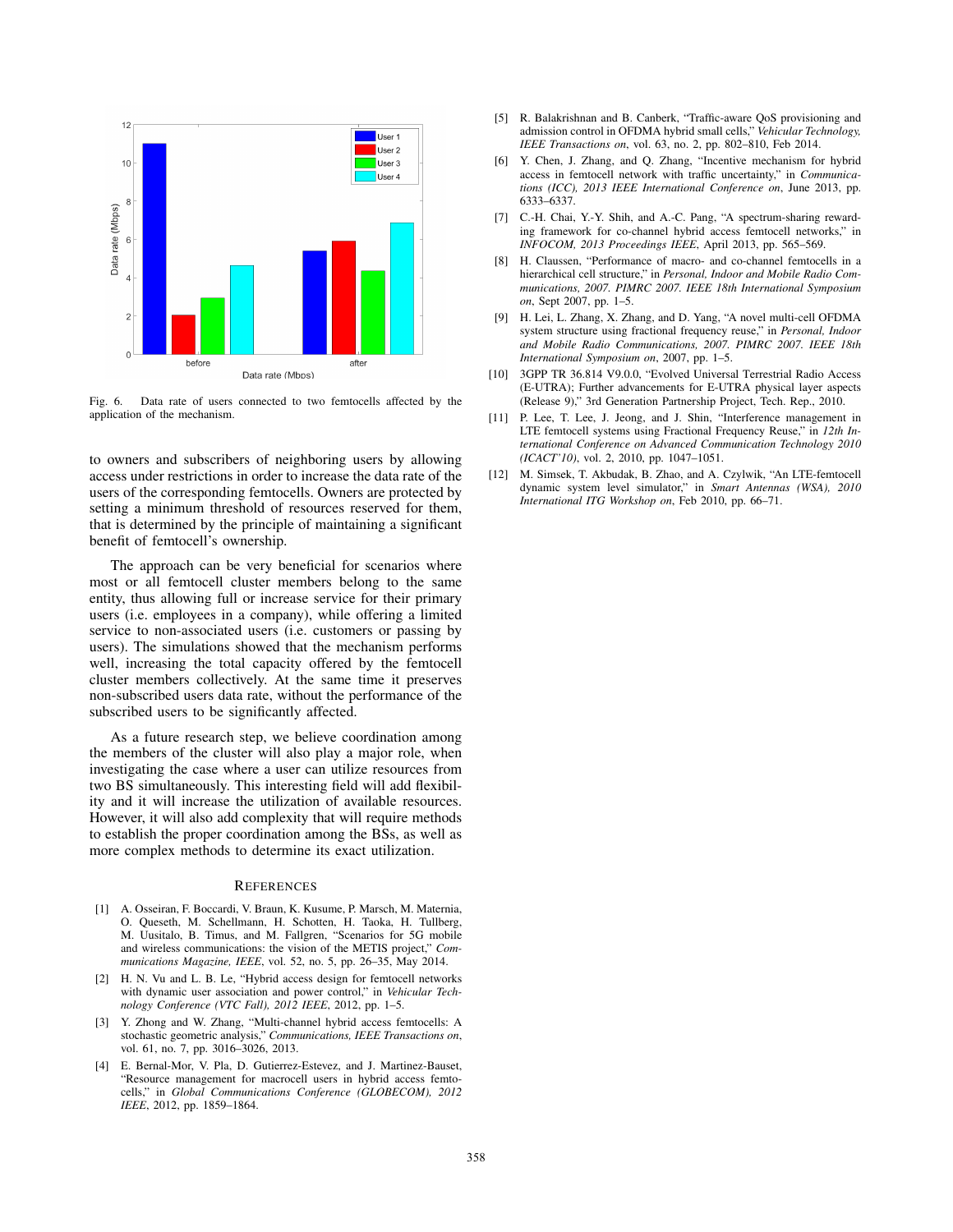12
10
8
6
4
2
0

Data rate (Mbps)

User 1
User 2
User 3
User 4

before
after

Data rate (Mbps)

Fig. 6. Data rate of users connected to two femtocells affected by the application of the mechanism.

to owners and subscribers of neighboring users by allowing access under restrictions in order to increase the data rate of the users of the corresponding femtocells. Owners are protected by setting a minimum threshold of resources reserved for them, that is determined by the principle of maintaining a significant benefit of femtocell's ownership.

The approach can be very beneficial for scenarios where most or all femtocell cluster members belong to the same entity, thus allowing full or increase service for their primary users (i.e. employees in a company), while offering a limited service to non-associated users (i.e. customers or passing by users). The simulations showed that the mechanism performs well, increasing the total capacity offered by the femtocell cluster members collectively. At the same time it preserves non-subscribed users data rate, without the performance of the subscribed users to be significantly affected.

As a future research step, we believe coordination among the members of the cluster will also play a major role, when investigating the case where a user can utilize resources from two BS simultaneously. This interesting field will add flexibility and it will increase the utilization of available resources. However, it will also add complexity that will require methods to establish the proper coordination among the BSs, as well as more complex methods to determine its exact utilization.

## REFERENCES

[1] A. Osseiran, F. Boccardi, V. Braun, K. Kusume, P. Marsch, M. Maternia, O. Queseth, M. Schellmann, H. Schotten, H. Taoka, H. Tullberg, M. Uusitalo, B. Timus, and M. Fallgren, "Scenarios for 5G mobile and wireless communications: the vision of the METIS project," *Communications Magazine, IEEE*, vol. 52, no. 5, pp. 26–35, May 2014.

[2] H. N. Vu and L. B. Le, "Hybrid access design for femtocell networks with dynamic user association and power control," in *Vehicular Technology Conference (VTC Fall), 2012 IEEE*, 2012, pp. 1–5.

[3] Y. Zhong and W. Zhang, "Multi-channel hybrid access femtocells: A stochastic geometric analysis," *Communications, IEEE Transactions on*, vol. 61, no. 7, pp. 3016–3026, 2013.

[4] E. Bernal-Mor, V. Pla, D. Gutierrez-Estevez, and J. Martinez-Bauset, "Resource management for macrocell users in hybrid access femtocells," in *Global Communications Conference (GLOBECOM), 2012 IEEE*, 2012, pp. 1859–1864.

[5] R. Balakrishnan and B. Canberk, "Traffic-aware QoS provisioning and admission control in OFDMA hybrid small cells," *Vehicular Technology, IEEE Transactions on*, vol. 63, no. 2, pp. 802–810, Feb 2014.

[6] Y. Chen, J. Zhang, and Q. Zhang, "Incentive mechanism for hybrid access in femtocell network with traffic uncertainty," in *Communications (ICC), 2013 IEEE International Conference on*, June 2013, pp. 6333–6337.

[7] C.-H. Chai, Y.-Y. Shih, and A.-C. Pang, "A spectrum-sharing rewarding framework for co-channel hybrid access femtocell networks," in *INFOCOM, 2013 Proceedings IEEE*, April 2013, pp. 565–569.

[8] H. Claussen, "Performance of macro- and co-channel femtocells in a hierarchical cell structure," in *Personal, Indoor and Mobile Radio Communications, 2007. PIMRC 2007. IEEE 18th International Symposium on*, Sept 2007, pp. 1–5.

[9] H. Lei, L. Zhang, X. Zhang, and D. Yang, "A novel multi-cell OFDMA system structure using fractional frequency reuse," in *Personal, Indoor and Mobile Radio Communications, 2007. PIMRC 2007. IEEE 18th International Symposium on*, 2007, pp. 1–5.

[10] 3GPP TR 36.814 V9.0.0, "Evolved Universal Terrestrial Radio Access (E-UTRA); Further advancements for E-UTRA physical layer aspects (Release 9)," 3rd Generation Partnership Project, Tech. Rep., 2010.

[11] P. Lee, T. Lee, J. Jeong, and J. Shin, "Interference management in LTE femtocell systems using Fractional Frequency Reuse," in *12th International Conference on Advanced Communication Technology 2010 (ICACT'10)*, vol. 2, 2010, pp. 1047–1051.

[12] M. Simsek, T. Akbudak, B. Zhao, and A. Czylwik, "An LTE-femtocell dynamic system level simulator," in *Smart Antennas (WSA), 2010 International ITG Workshop on*, Feb 2010, pp. 66–71.